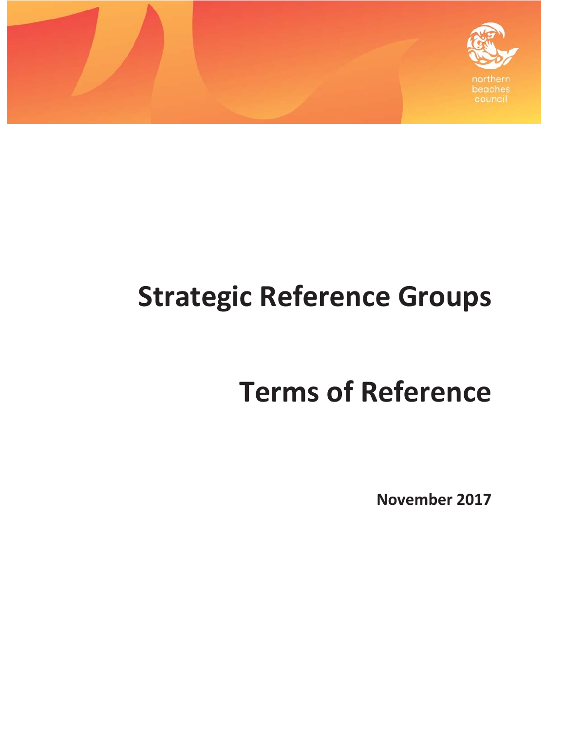northern beaches council

# Strategic Reference Groups

# Terms of Reference

**November 2017**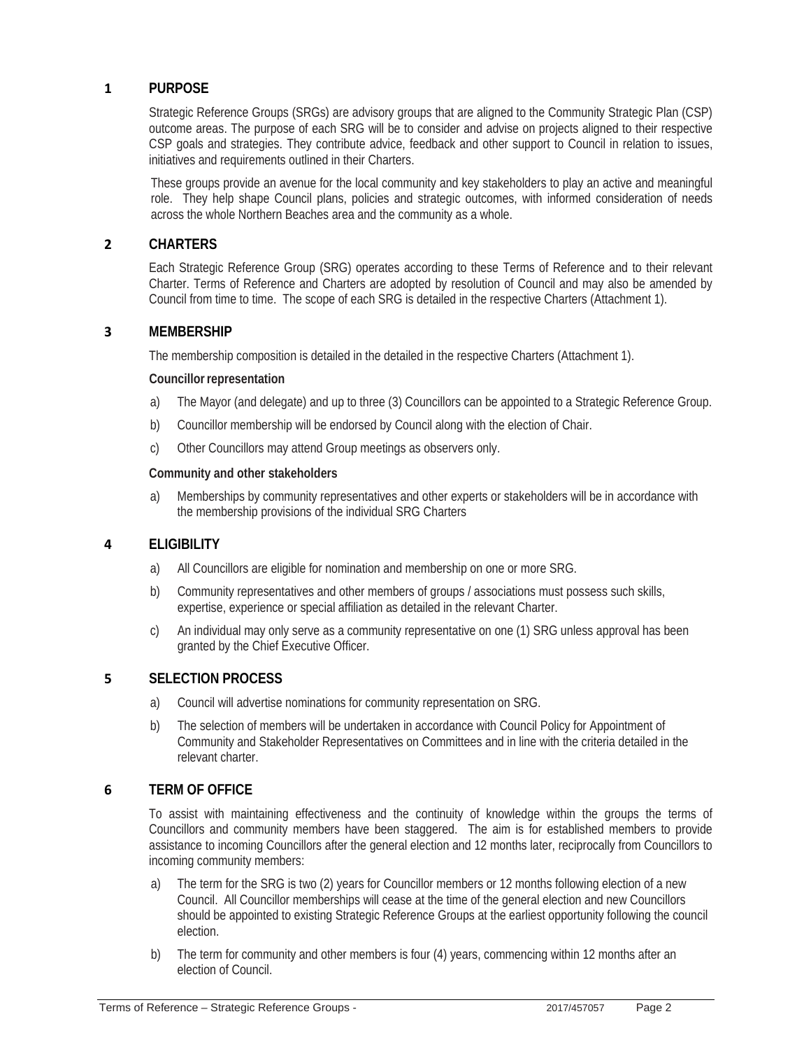## 1 PURPOSE

Strategic Reference Groups (SRGs) are advisory groups that are aligned to the Community Strategic Plan (CSP) outcome areas. The purpose of each SRG will be to consider and advise on projects aligned to their respective CSP goals and strategies. They contribute advice, feedback and other support to Council in relation to issues, initiatives and requirements outlined in their Charters.

These groups provide an avenue for the local community and key stakeholders to play an active and meaningful role. They help shape Council plans, policies and strategic outcomes, with informed consideration of needs across the whole Northern Beaches area and the community as a whole.

## 2 CHARTERS

Each Strategic Reference Group (SRG) operates according to these Terms of Reference and to their relevant Charter. Terms of Reference and Charters are adopted by resolution of Council and may also be amended by Council from time to time. The scope of each SRG is detailed in the respective Charters (Attachment 1).

## 3 MEMBERSHIP

The membership composition is detailed in the detailed in the respective Charters (Attachment 1).

**Councillor representation**

a) The Mayor (and delegate) and up to three (3) Councillors can be appointed to a Strategic Reference Group.

b) Councillor membership will be endorsed by Council along with the election of Chair.

c) Other Councillors may attend Group meetings as observers only.

**Community and other stakeholders**

a) Memberships by community representatives and other experts or stakeholders will be in accordance with the membership provisions of the individual SRG Charters

## 4 ELIGIBILITY

a) All Councillors are eligible for nomination and membership on one or more SRG.

b) Community representatives and other members of groups / associations must possess such skills, expertise, experience or special affiliation as detailed in the relevant Charter.

c) An individual may only serve as a community representative on one (1) SRG unless approval has been granted by the Chief Executive Officer.

## 5 SELECTION PROCESS

a) Council will advertise nominations for community representation on SRG.

b) The selection of members will be undertaken in accordance with Council Policy for Appointment of Community and Stakeholder Representatives on Committees and in line with the criteria detailed in the relevant charter.

## 6 TERM OF OFFICE

To assist with maintaining effectiveness and the continuity of knowledge within the groups the terms of Councillors and community members have been staggered. The aim is for established members to provide assistance to incoming Councillors after the general election and 12 months later, reciprocally from Councillors to incoming community members:

a) The term for the SRG is two (2) years for Councillor members or 12 months following election of a new Council. All Councillor memberships will cease at the time of the general election and new Councillors should be appointed to existing Strategic Reference Groups at the earliest opportunity following the council election.

b) The term for community and other members is four (4) years, commencing within 12 months after an election of Council.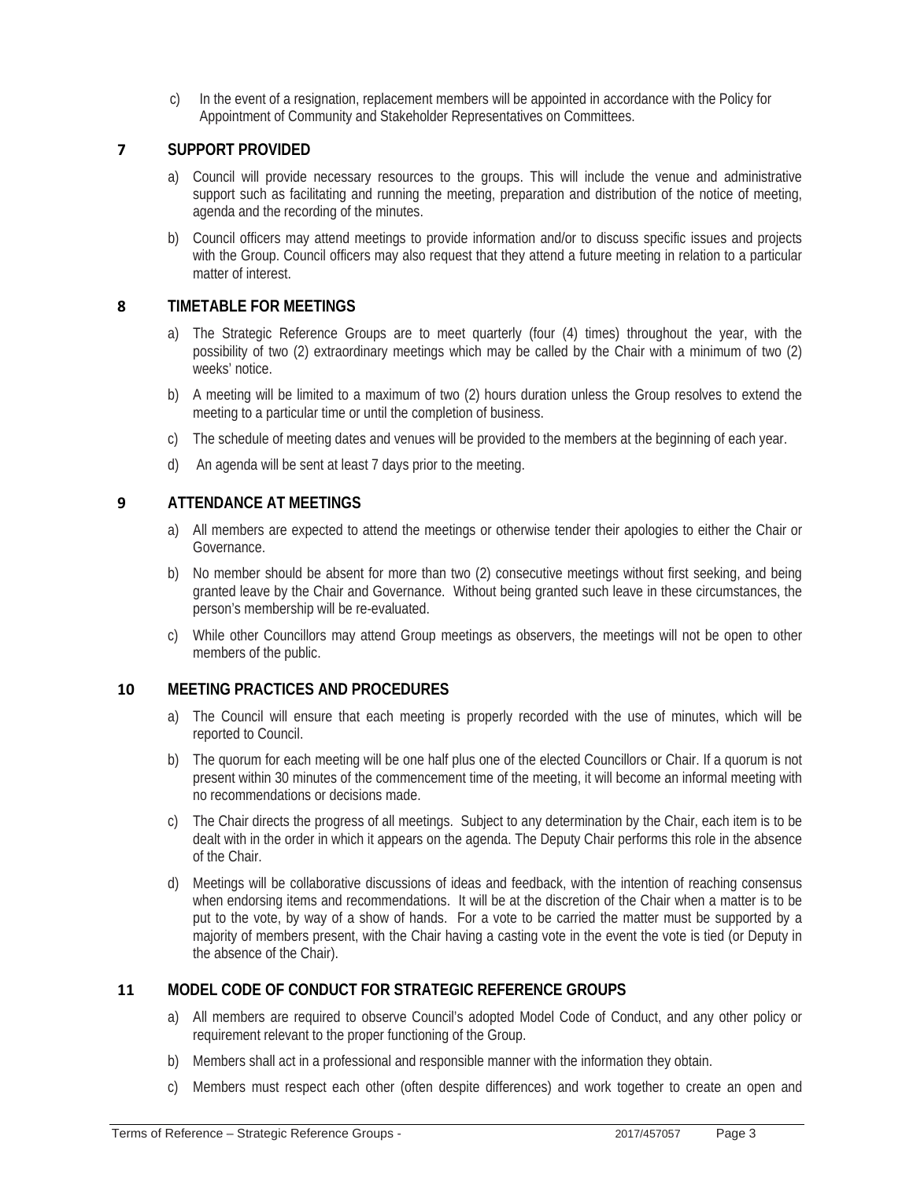c) In the event of a resignation, replacement members will be appointed in accordance with the Policy for Appointment of Community and Stakeholder Representatives on Committees.

## 7 SUPPORT PROVIDED

a) Council will provide necessary resources to the groups. This will include the venue and administrative support such as facilitating and running the meeting, preparation and distribution of the notice of meeting, agenda and the recording of the minutes.

b) Council officers may attend meetings to provide information and/or to discuss specific issues and projects with the Group. Council officers may also request that they attend a future meeting in relation to a particular matter of interest.

## 8 TIMETABLE FOR MEETINGS

a) The Strategic Reference Groups are to meet quarterly (four (4) times) throughout the year, with the possibility of two (2) extraordinary meetings which may be called by the Chair with a minimum of two (2) weeks' notice.

b) A meeting will be limited to a maximum of two (2) hours duration unless the Group resolves to extend the meeting to a particular time or until the completion of business.

c) The schedule of meeting dates and venues will be provided to the members at the beginning of each year.

d) An agenda will be sent at least 7 days prior to the meeting.

## 9 ATTENDANCE AT MEETINGS

a) All members are expected to attend the meetings or otherwise tender their apologies to either the Chair or Governance.

b) No member should be absent for more than two (2) consecutive meetings without first seeking, and being granted leave by the Chair and Governance. Without being granted such leave in these circumstances, the person's membership will be re-evaluated.

c) While other Councillors may attend Group meetings as observers, the meetings will not be open to other members of the public.

## 10 MEETING PRACTICES AND PROCEDURES

a) The Council will ensure that each meeting is properly recorded with the use of minutes, which will be reported to Council.

b) The quorum for each meeting will be one half plus one of the elected Councillors or Chair. If a quorum is not present within 30 minutes of the commencement time of the meeting, it will become an informal meeting with no recommendations or decisions made.

c) The Chair directs the progress of all meetings. Subject to any determination by the Chair, each item is to be dealt with in the order in which it appears on the agenda. The Deputy Chair performs this role in the absence of the Chair.

d) Meetings will be collaborative discussions of ideas and feedback, with the intention of reaching consensus when endorsing items and recommendations. It will be at the discretion of the Chair when a matter is to be put to the vote, by way of a show of hands. For a vote to be carried the matter must be supported by a majority of members present, with the Chair having a casting vote in the event the vote is tied (or Deputy in the absence of the Chair).

## 11 MODEL CODE OF CONDUCT FOR STRATEGIC REFERENCE GROUPS

a) All members are required to observe Council's adopted Model Code of Conduct, and any other policy or requirement relevant to the proper functioning of the Group.

b) Members shall act in a professional and responsible manner with the information they obtain.

c) Members must respect each other (often despite differences) and work together to create an open and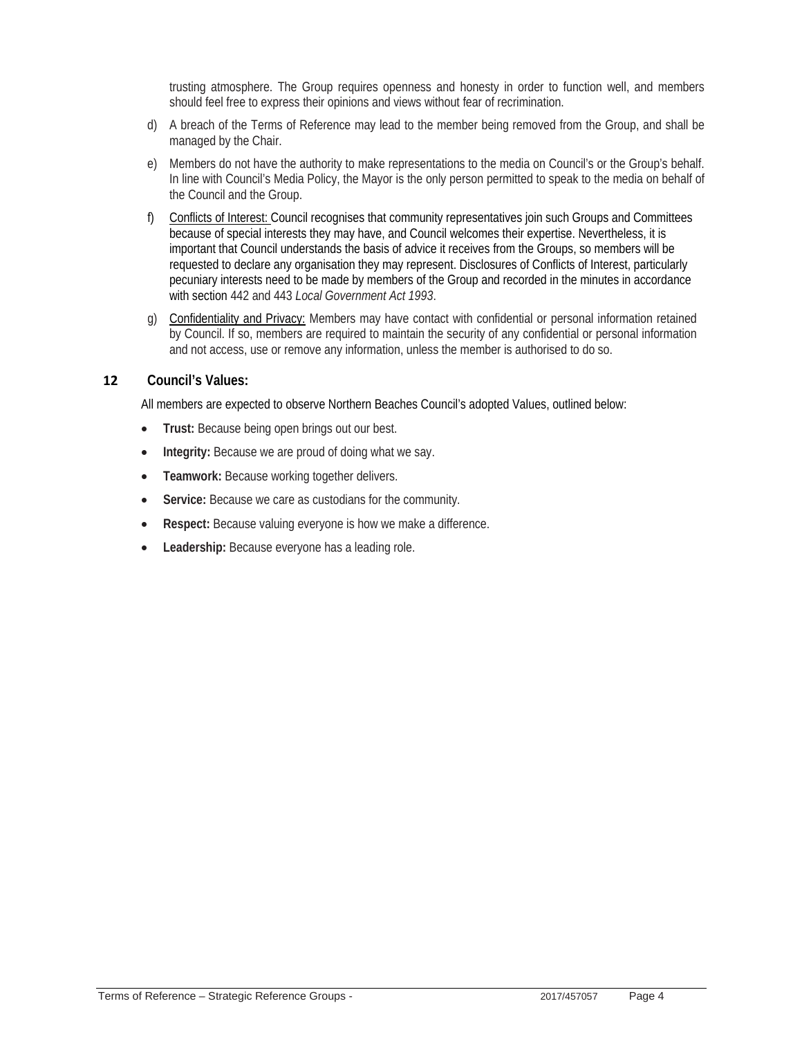trusting atmosphere. The Group requires openness and honesty in order to function well, and members should feel free to express their opinions and views without fear of recrimination.

d) A breach of the Terms of Reference may lead to the member being removed from the Group, and shall be managed by the Chair.

e) Members do not have the authority to make representations to the media on Council's or the Group's behalf. In line with Council's Media Policy, the Mayor is the only person permitted to speak to the media on behalf of the Council and the Group.

f) Conflicts of Interest: Council recognises that community representatives join such Groups and Committees because of special interests they may have, and Council welcomes their expertise. Nevertheless, it is important that Council understands the basis of advice it receives from the Groups, so members will be requested to declare any organisation they may represent. Disclosures of Conflicts of Interest, particularly pecuniary interests need to be made by members of the Group and recorded in the minutes in accordance with section 442 and 443 *Local Government Act 1993*.

g) Confidentiality and Privacy: Members may have contact with confidential or personal information retained by Council. If so, members are required to maintain the security of any confidential or personal information and not access, use or remove any information, unless the member is authorised to do so.

## 12 Council's Values:

All members are expected to observe Northern Beaches Council's adopted Values, outlined below:

- **Trust:** Because being open brings out our best.
- **Integrity:** Because we are proud of doing what we say.
- **Teamwork:** Because working together delivers.
- **Service:** Because we care as custodians for the community.
- **Respect:** Because valuing everyone is how we make a difference.
- **Leadership:** Because everyone has a leading role.